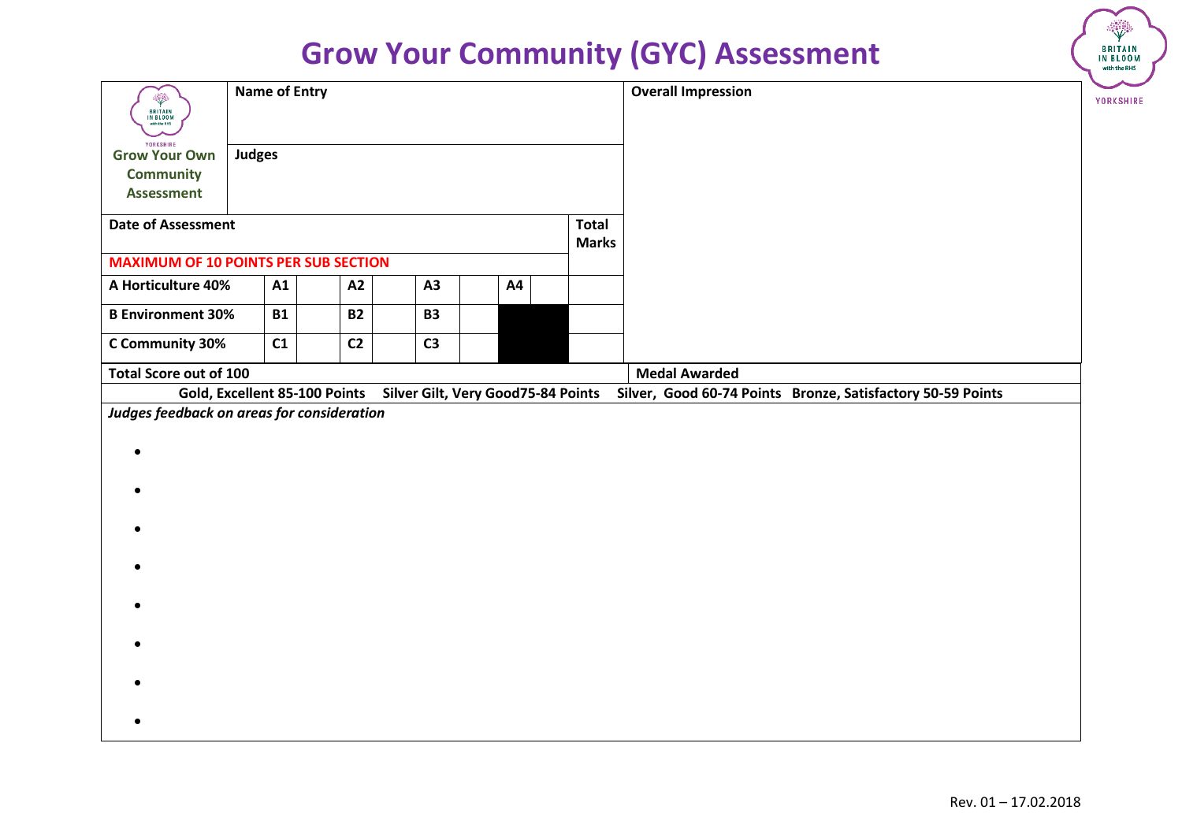# Grow Your Community (GYC) Assessment

| Grow Your Own Community Assessment | Name of Entry | | | | | | | | | Overall Impression |
|---|---|---|---|---|---|---|---|---|---|---|
| | Judges | | | | | | | | | |
| Date of Assessment | | | | | | | | | Total Marks | |
| MAXIMUM OF 10 POINTS PER SUB SECTION | | | | | | | | | | |
| A Horticulture 40% | A1 | | A2 | | A3 | | A4 | | | |
| B Environment 30% | B1 | | B2 | | B3 | | | | | |
| C Community 30% | C1 | | C2 | | C3 | | | | | |
| Total Score out of 100 | | | | | | | | | | Medal Awarded |

**Gold, Excellent 85-100 Points   Silver Gilt, Very Good75-84 Points   Silver, Good 60-74 Points   Bronze, Satisfactory 50-59 Points**

***Judges feedback on areas for consideration***

- 
- 
- 
- 
- 
- 
- 
- 

Rev. 01 – 17.02.2018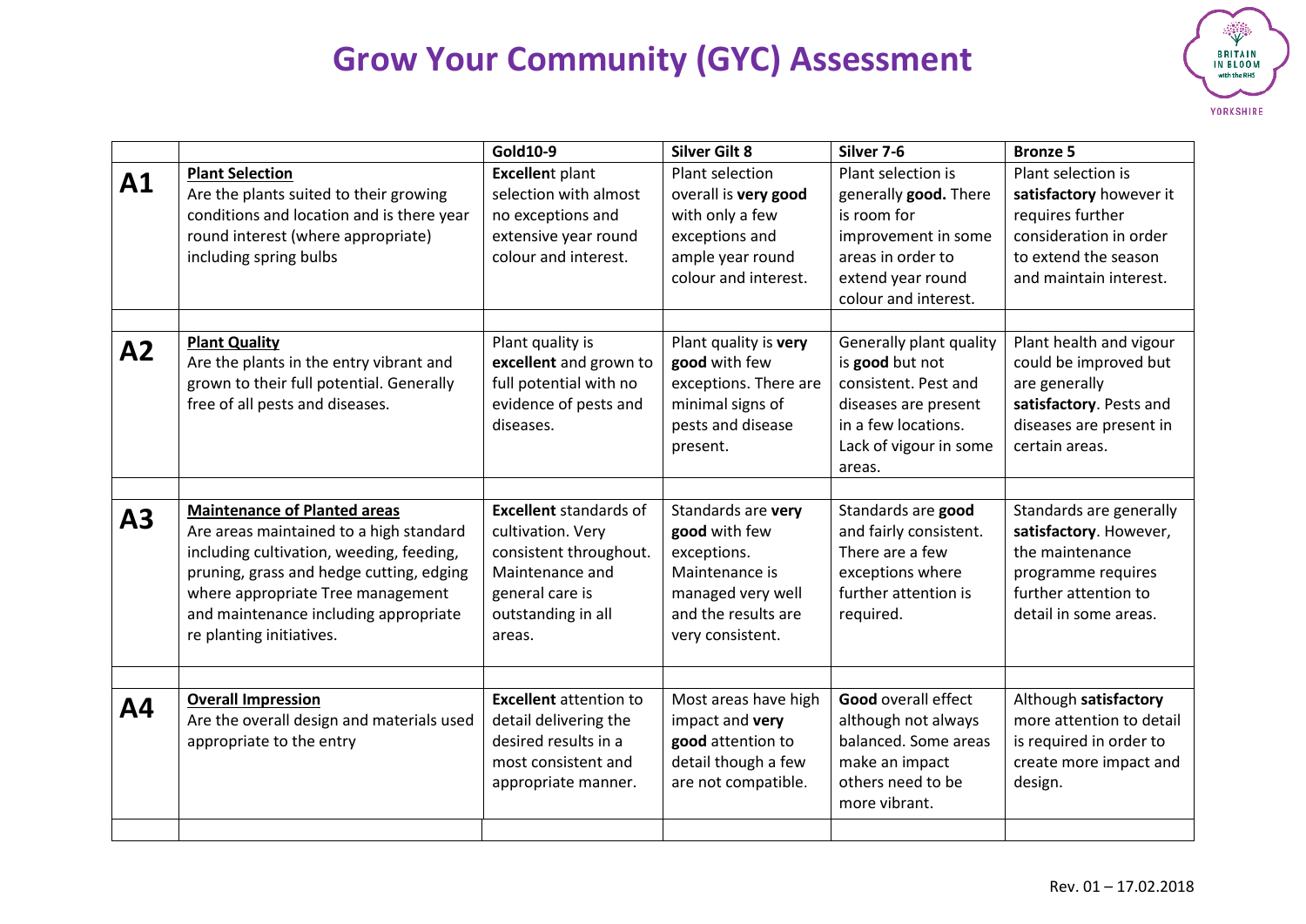# Grow Your Community (GYC) Assessment

| | | Gold10-9 | Silver Gilt 8 | Silver 7-6 | Bronze 5 |
|---|---|---|---|---|---|
| **A1** | **Plant Selection**<br>Are the plants suited to their growing conditions and location and is there year round interest (where appropriate) including spring bulbs | **Excellen**t plant selection with almost no exceptions and extensive year round colour and interest. | Plant selection overall is **very good** with only a few exceptions and ample year round colour and interest. | Plant selection is generally **good.** There is room for improvement in some areas in order to extend year round colour and interest. | Plant selection is **satisfactory** however it requires further consideration in order to extend the season and maintain interest. |
| | | | | | |
| **A2** | **Plant Quality**<br>Are the plants in the entry vibrant and grown to their full potential. Generally free of all pests and diseases. | Plant quality is **excellent** and grown to full potential with no evidence of pests and diseases. | Plant quality is **very good** with few exceptions. There are minimal signs of pests and disease present. | Generally plant quality is **good** but not consistent. Pest and diseases are present in a few locations. Lack of vigour in some areas. | Plant health and vigour could be improved but are generally **satisfactory**. Pests and diseases are present in certain areas. |
| | | | | | |
| **A3** | **Maintenance of Planted areas**<br>Are areas maintained to a high standard including cultivation, weeding, feeding, pruning, grass and hedge cutting, edging where appropriate Tree management and maintenance including appropriate re planting initiatives. | **Excellent** standards of cultivation. Very consistent throughout. Maintenance and general care is outstanding in all areas. | Standards are **very good** with few exceptions. Maintenance is managed very well and the results are very consistent. | Standards are **good** and fairly consistent. There are a few exceptions where further attention is required. | Standards are generally **satisfactory**. However, the maintenance programme requires further attention to detail in some areas. |
| | | | | | |
| **A4** | **Overall Impression**<br>Are the overall design and materials used appropriate to the entry | **Excellent** attention to detail delivering the desired results in a most consistent and appropriate manner. | Most areas have high impact and **very good** attention to detail though a few are not compatible. | **Good** overall effect although not always balanced. Some areas make an impact others need to be more vibrant. | Although **satisfactory** more attention to detail is required in order to create more impact and design. |
| | | | | | |

Rev. 01 – 17.02.2018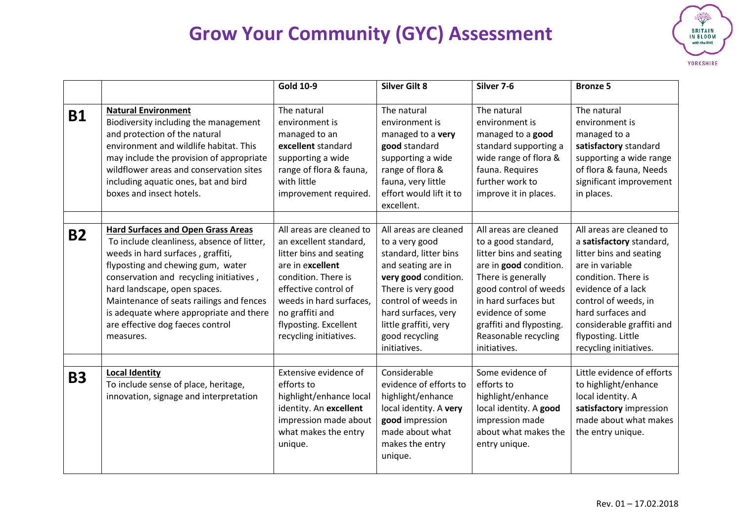# Grow Your Community (GYC) Assessment

| | | Gold 10-9 | Silver Gilt 8 | Silver 7-6 | Bronze 5 |
|---|---|---|---|---|---|
| **B1** | **Natural Environment** Biodiversity including the management and protection of the natural environment and wildlife habitat. This may include the provision of appropriate wildflower areas and conservation sites including aquatic ones, bat and bird boxes and insect hotels. | The natural environment is managed to an **excellent** standard supporting a wide range of flora & fauna, with little improvement required. | The natural environment is managed to a **very good** standard supporting a wide range of flora & fauna, very little effort would lift it to excellent. | The natural environment is managed to a **good** standard supporting a wide range of flora & fauna. Requires further work to improve it in places. | The natural environment is managed to a **satisfactory** standard supporting a wide range of flora & fauna, Needs significant improvement in places. |
| **B2** | **Hard Surfaces and Open Grass Areas** To include cleanliness, absence of litter, weeds in hard surfaces , graffiti, flyposting and chewing gum, water conservation and recycling initiatives , hard landscape, open spaces. Maintenance of seats railings and fences is adequate where appropriate and there are effective dog faeces control measures. | All areas are cleaned to an excellent standard, litter bins and seating are in e**xcellent** condition. There is effective control of weeds in hard surfaces, no graffiti and flyposting. Excellent recycling initiatives. | All areas are cleaned to a very good standard, litter bins and seating are in **very good** condition. There is very good control of weeds in hard surfaces, very little graffiti, very good recycling initiatives. | All areas are cleaned to a good standard, litter bins and seating are in **good** condition. There is generally good control of weeds in hard surfaces but evidence of some graffiti and flyposting. Reasonable recycling initiatives. | All areas are cleaned to a **satisfactory** standard, litter bins and seating are in variable condition. There is evidence of a lack control of weeds, in hard surfaces and considerable graffiti and flyposting. Little recycling initiatives. |
| **B3** | **Local Identity** To include sense of place, heritage, innovation, signage and interpretation | Extensive evidence of efforts to highlight/enhance local identity. An **excellent** impression made about what makes the entry unique. | Considerable evidence of efforts to highlight/enhance local identity. A **very good** impression made about what makes the entry unique. | Some evidence of efforts to highlight/enhance local identity. A **good** impression made about what makes the entry unique. | Little evidence of efforts to highlight/enhance local identity. A **satisfactory** impression made about what makes the entry unique. |

Rev. 01 – 17.02.2018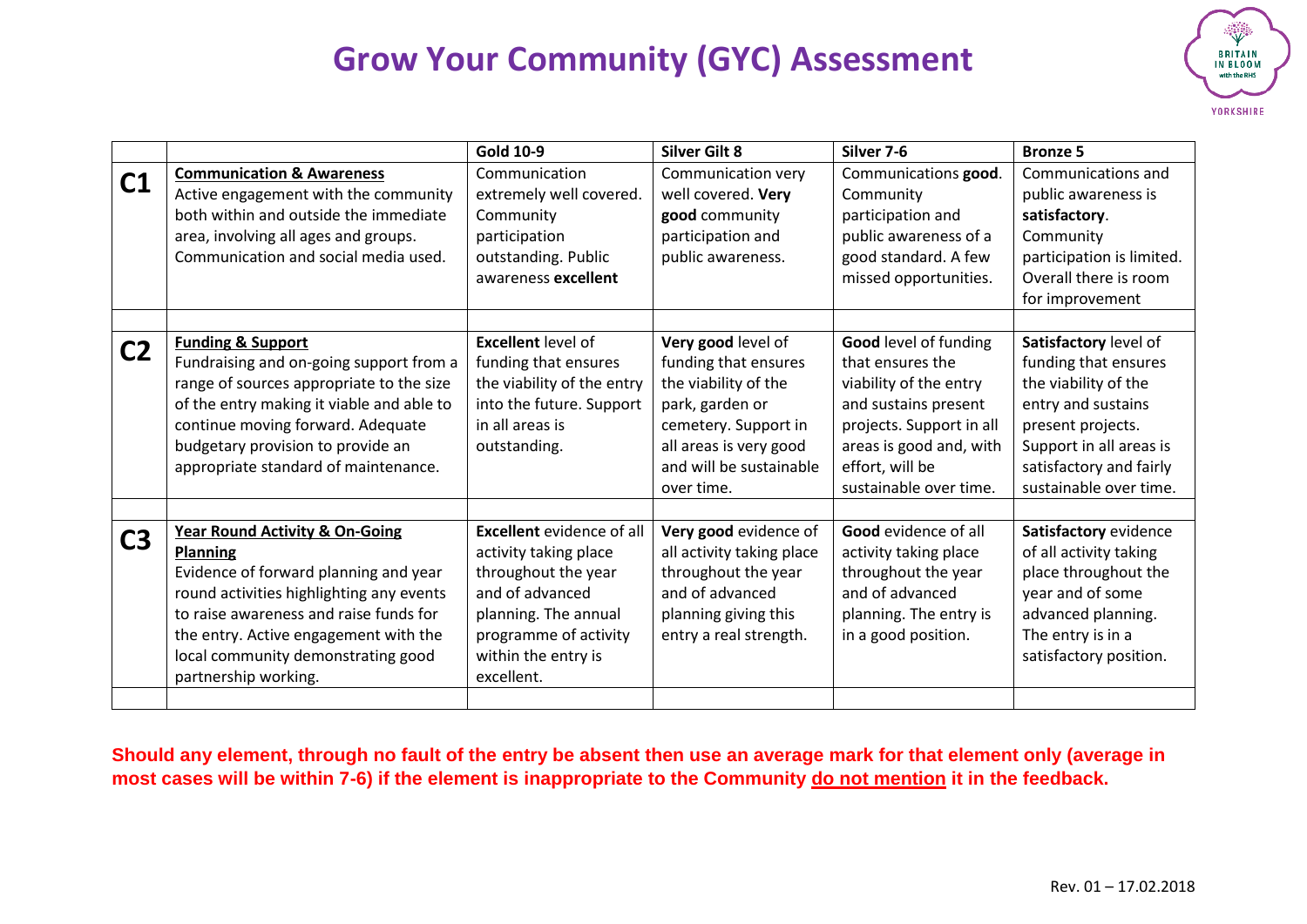# Grow Your Community (GYC) Assessment

| | | Gold 10-9 | Silver Gilt 8 | Silver 7-6 | Bronze 5 |
|---|---|---|---|---|---|
| **C1** | **Communication & Awareness** Active engagement with the community both within and outside the immediate area, involving all ages and groups. Communication and social media used. | Communication extremely well covered. Community participation outstanding. Public awareness **excellent** | Communication very well covered. **Very good** community participation and public awareness. | Communications **good**. Community participation and public awareness of a good standard. A few missed opportunities. | Communications and public awareness is **satisfactory**. Community participation is limited. Overall there is room for improvement |
| **C2** | **Funding & Support** Fundraising and on-going support from a range of sources appropriate to the size of the entry making it viable and able to continue moving forward. Adequate budgetary provision to provide an appropriate standard of maintenance. | **Excellent** level of funding that ensures the viability of the entry into the future. Support in all areas is outstanding. | **Very good** level of funding that ensures the viability of the park, garden or cemetery. Support in all areas is very good and will be sustainable over time. | **Good** level of funding that ensures the viability of the entry and sustains present projects. Support in all areas is good and, with effort, will be sustainable over time. | **Satisfactory** level of funding that ensures the viability of the entry and sustains present projects. Support in all areas is satisfactory and fairly sustainable over time. |
| **C3** | **Year Round Activity & On-Going Planning** Evidence of forward planning and year round activities highlighting any events to raise awareness and raise funds for the entry. Active engagement with the local community demonstrating good partnership working. | **Excellent** evidence of all activity taking place throughout the year and of advanced planning. The annual programme of activity within the entry is excellent. | **Very good** evidence of all activity taking place throughout the year and of advanced planning giving this entry a real strength. | **Good** evidence of all activity taking place throughout the year and of advanced planning. The entry is in a good position. | **Satisfactory** evidence of all activity taking place throughout the year and of some advanced planning. The entry is in a satisfactory position. |

**Should any element, through no fault of the entry be absent then use an average mark for that element only (average in most cases will be within 7-6) if the element is inappropriate to the Community do not mention it in the feedback.**

Rev. 01 – 17.02.2018